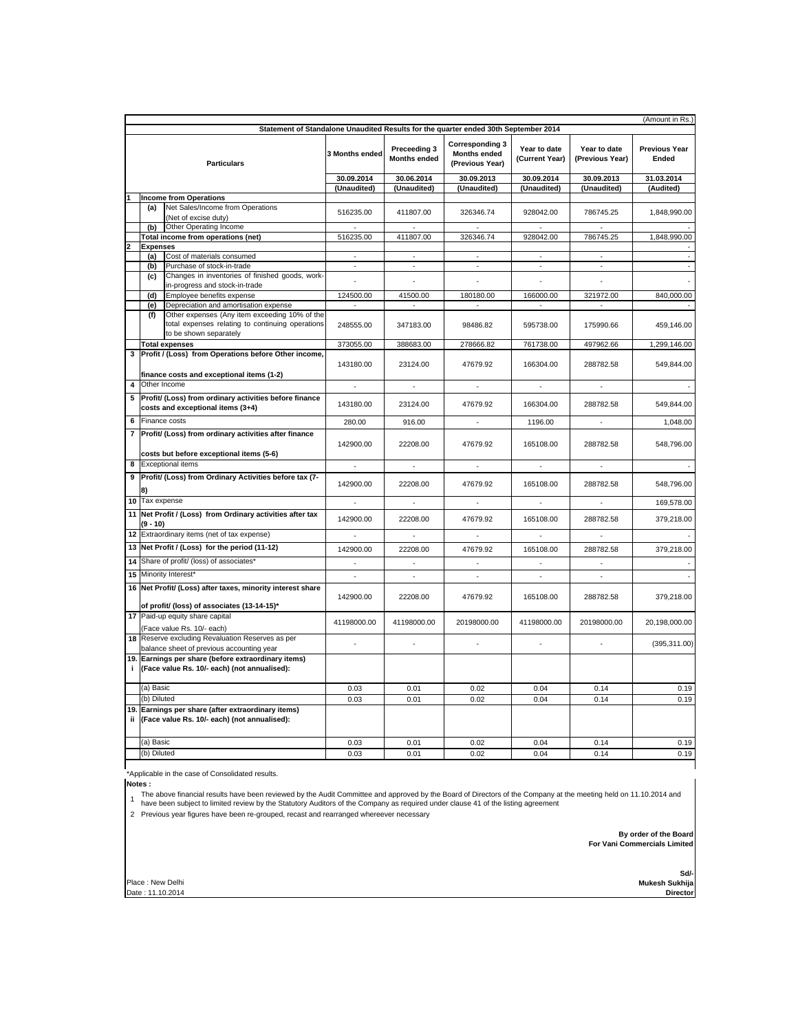(Amount in Rs.)

**Statement of Standalone Unaudited Results for the quarter ended 30th September 2014**

| | | Particulars | 3 Months ended | Preceeding 3 Months ended | Corresponding 3 Months ended (Previous Year) | Year to date (Current Year) | Year to date (Previous Year) | Previous Year Ended |
|---|---|---|---|---|---|---|---|---|
| | | | 30.09.2014 | 30.06.2014 | 30.09.2013 | 30.09.2014 | 30.09.2013 | 31.03.2014 |
| | | | (Unaudited) | (Unaudited) | (Unaudited) | (Unaudited) | (Unaudited) | (Audited) |
| 1 | | **Income from Operations** | | | | | | |
| | (a) | Net Sales/Income from Operations (Net of excise duty) | 516235.00 | 411807.00 | 326346.74 | 928042.00 | 786745.25 | 1,848,990.00 |
| | (b) | Other Operating Income | - | - | - | - | - | - |
| | | **Total income from operations (net)** | 516235.00 | 411807.00 | 326346.74 | 928042.00 | 786745.25 | 1,848,990.00 |
| 2 | | **Expenses** | | | | | | - |
| | (a) | Cost of materials consumed | - | - | - | - | - | - |
| | (b) | Purchase of stock-in-trade | - | - | - | - | - | - |
| | (c) | Changes in inventories of finished goods, work-in-progress and stock-in-trade | - | - | - | - | - | - |
| | (d) | Employee benefits expense | 124500.00 | 41500.00 | 180180.00 | 166000.00 | 321972.00 | 840,000.00 |
| | (e) | Depreciation and amortisation expense | - | - | - | - | - | - |
| | (f) | Other expenses (Any item exceeding 10% of the total expenses relating to continuing operations to be shown separately | 248555.00 | 347183.00 | 98486.82 | 595738.00 | 175990.66 | 459,146.00 |
| | | **Total expenses** | 373055.00 | 388683.00 | 278666.82 | 761738.00 | 497962.66 | 1,299,146.00 |
| 3 | | **Profit / (Loss) from Operations before Other income, finance costs and exceptional items (1-2)** | 143180.00 | 23124.00 | 47679.92 | 166304.00 | 288782.58 | 549,844.00 |
| 4 | | Other Income | - | - | - | - | - | - |
| 5 | | **Profit/ (Loss) from ordinary activities before finance costs and exceptional items (3+4)** | 143180.00 | 23124.00 | 47679.92 | 166304.00 | 288782.58 | 549,844.00 |
| 6 | | Finance costs | 280.00 | 916.00 | - | 1196.00 | - | 1,048.00 |
| 7 | | **Profit/ (Loss) from ordinary activities after finance costs but before exceptional items (5-6)** | 142900.00 | 22208.00 | 47679.92 | 165108.00 | 288782.58 | 548,796.00 |
| 8 | | Exceptional items | - | - | - | - | - | - |
| 9 | | **Profit/ (Loss) from Ordinary Activities before tax (7-8)** | 142900.00 | 22208.00 | 47679.92 | 165108.00 | 288782.58 | 548,796.00 |
| 10 | | Tax expense | - | - | - | - | - | 169,578.00 |
| 11 | | **Net Profit / (Loss) from Ordinary activities after tax (9 - 10)** | 142900.00 | 22208.00 | 47679.92 | 165108.00 | 288782.58 | 379,218.00 |
| 12 | | Extraordinary items (net of tax expense) | - | - | - | - | - | - |
| 13 | | **Net Profit / (Loss) for the period (11-12)** | 142900.00 | 22208.00 | 47679.92 | 165108.00 | 288782.58 | 379,218.00 |
| 14 | | Share of profit/ (loss) of associates* | - | - | - | - | - | - |
| 15 | | Minority Interest* | - | - | - | - | - | - |
| 16 | | **Net Profit/ (Loss) after taxes, minority interest share of profit/ (loss) of associates (13-14-15)*** | 142900.00 | 22208.00 | 47679.92 | 165108.00 | 288782.58 | 379,218.00 |
| 17 | | Paid-up equity share capital (Face value Rs. 10/- each) | 41198000.00 | 41198000.00 | 20198000.00 | 41198000.00 | 20198000.00 | 20,198,000.00 |
| 18 | | Reserve excluding Revaluation Reserves as per balance sheet of previous accounting year | - | - | - | - | - | (395,311.00) |
| 19. i | | **Earnings per share (before extraordinary items) (Face value Rs. 10/- each) (not annualised):** | | | | | | |
| | | (a) Basic | 0.03 | 0.01 | 0.02 | 0.04 | 0.14 | 0.19 |
| | | (b) Diluted | 0.03 | 0.01 | 0.02 | 0.04 | 0.14 | 0.19 |
| 19. ii | | **Earnings per share (after extraordinary items) (Face value Rs. 10/- each) (not annualised):** | | | | | | |
| | | (a) Basic | 0.03 | 0.01 | 0.02 | 0.04 | 0.14 | 0.19 |
| | | (b) Diluted | 0.03 | 0.01 | 0.02 | 0.04 | 0.14 | 0.19 |

*Applicable in the case of Consolidated results.

**Notes :**

1. The above financial results have been reviewed by the Audit Committee and approved by the Board of Directors of the Company at the meeting held on 11.10.2014 and have been subject to limited review by the Statutory Auditors of the Company as required under clause 41 of the listing agreement
2. Previous year figures have been re-grouped, recast and rearranged whereever necessary

**By order of the Board**
**For Vani Commercials Limited**

**Sd/-**
**Mukesh Sukhija**
**Director**

Place : New Delhi
Date : 11.10.2014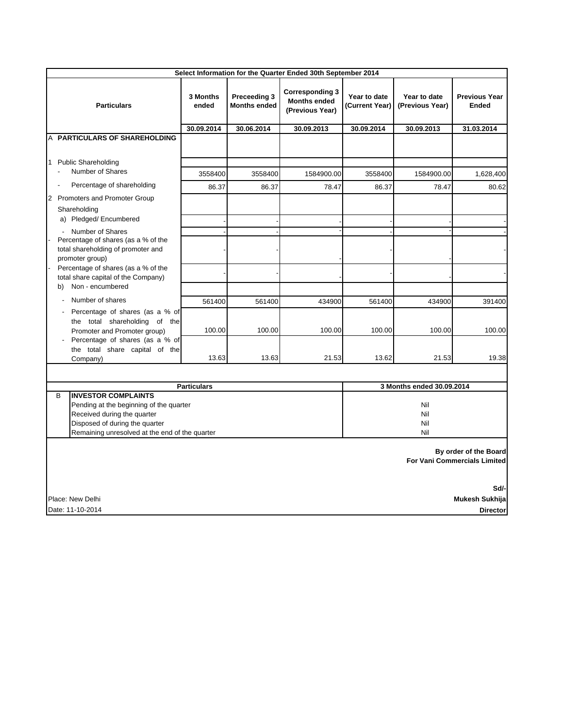| Select Information for the Quarter Ended 30th September 2014 | | | | | | |
|---|---|---|---|---|---|---|
| **Particulars** | **3 Months ended** | **Preceeding 3 Months ended** | **Corresponding 3 Months ended (Previous Year)** | **Year to date (Current Year)** | **Year to date (Previous Year)** | **Previous Year Ended** |
| | **30.09.2014** | **30.06.2014** | **30.09.2013** | **30.09.2014** | **30.09.2013** | **31.03.2014** |
| A **PARTICULARS OF SHAREHOLDING** | | | | | | |
| 1 Public Shareholding | | | | | | |
| - Number of Shares | 3558400 | 3558400 | 1584900.00 | 3558400 | 1584900.00 | 1,628,400 |
| - Percentage of shareholding | 86.37 | 86.37 | 78.47 | 86.37 | 78.47 | 80.62 |
| 2 Promoters and Promoter Group Shareholding | | | | | | |
| a) Pledged/ Encumbered | - | - | - | - | - | - |
| - Number of Shares | - | - | - | - | - | - |
| - Percentage of shares (as a % of the total shareholding of promoter and promoter group) | - | - | - | - | - | - |
| - Percentage of shares (as a % of the total share capital of the Company) | - | - | - | - | - | - |
| b) Non - encumbered | | | | | | |
| - Number of shares | 561400 | 561400 | 434900 | 561400 | 434900 | 391400 |
| - Percentage of shares (as a % of the total shareholding of the Promoter and Promoter group) | 100.00 | 100.00 | 100.00 | 100.00 | 100.00 | 100.00 |
| - Percentage of shares (as a % of the total share capital of the Company) | 13.63 | 13.63 | 21.53 | 13.62 | 21.53 | 19.38 |

| | **Particulars** | **3 Months ended 30.09.2014** |
|---|---|---|
| B | **INVESTOR COMPLAINTS** | |
| | Pending at the beginning of the quarter | Nil |
| | Received during the quarter | Nil |
| | Disposed of during the quarter | Nil |
| | Remaining unresolved at the end of the quarter | Nil |

**By order of the Board**
**For Vani Commercials Limited**

**Sd/-**
**Mukesh Sukhija**
**Director**

Place: New Delhi
Date: 11-10-2014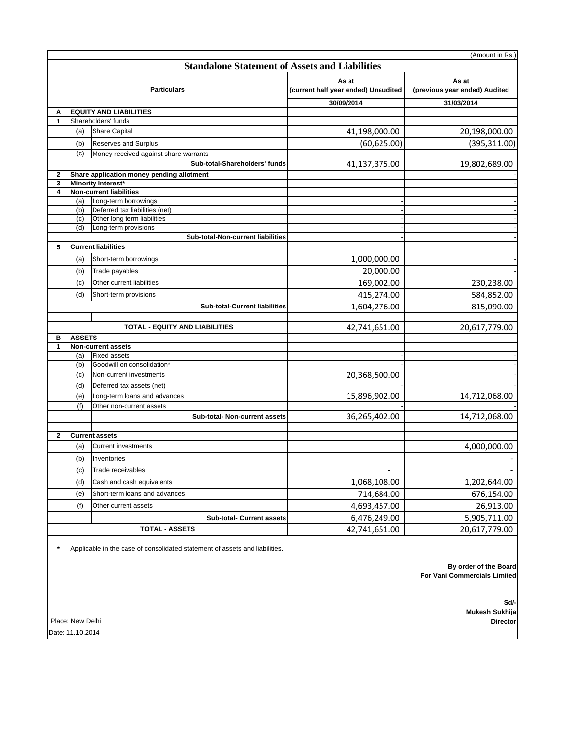(Amount in Rs.)

## Standalone Statement of Assets and Liabilities

| | | Particulars | As at (current half year ended) Unaudited | As at (previous year ended) Audited |
|---|---|---|---|---|
| | | | 30/09/2014 | 31/03/2014 |
| A | EQUITY AND LIABILITIES | | | |
| 1 | Shareholders' funds | | | |
| | (a) | Share Capital | 41,198,000.00 | 20,198,000.00 |
| | (b) | Reserves and Surplus | (60,625.00) | (395,311.00) |
| | (c) | Money received against share warrants | | - |
| | | Sub-total-Shareholders' funds | 41,137,375.00 | 19,802,689.00 |
| 2 | Share application money pending allotment | | | - |
| 3 | Minority Interest* | | | - |
| 4 | Non-current liabilities | | | |
| | (a) | Long-term borrowings | - | - |
| | (b) | Deferred tax liabilities (net) | - | - |
| | (c) | Other long term liabilities | - | - |
| | (d) | Long-term provisions | - | - |
| | | Sub-total-Non-current liabilities | - | - |
| 5 | Current liabilities | | | |
| | (a) | Short-term borrowings | 1,000,000.00 | - |
| | (b) | Trade payables | 20,000.00 | - |
| | (c) | Other current liabilities | 169,002.00 | 230,238.00 |
| | (d) | Short-term provisions | 415,274.00 | 584,852.00 |
| | | Sub-total-Current liabilities | 1,604,276.00 | 815,090.00 |
| | | | | |
| | | TOTAL - EQUITY AND LIABILITIES | 42,741,651.00 | 20,617,779.00 |
| B | ASSETS | | | |
| 1 | Non-current assets | | | |
| | (a) | Fixed assets | - | - |
| | (b) | Goodwill on consolidation* | - | - |
| | (c) | Non-current investments | 20,368,500.00 | - |
| | (d) | Deferred tax assets (net) | - | - |
| | (e) | Long-term loans and advances | 15,896,902.00 | 14,712,068.00 |
| | (f) | Other non-current assets | - | - |
| | | Sub-total- Non-current assets | 36,265,402.00 | 14,712,068.00 |
| | | | | |
| 2 | Current assets | | | |
| | (a) | Current investments | | 4,000,000.00 |
| | (b) | Inventories | | - |
| | (c) | Trade receivables | - | - |
| | (d) | Cash and cash equivalents | 1,068,108.00 | 1,202,644.00 |
| | (e) | Short-term loans and advances | 714,684.00 | 676,154.00 |
| | (f) | Other current assets | 4,693,457.00 | 26,913.00 |
| | | Sub-total- Current assets | 6,476,249.00 | 5,905,711.00 |
| | | TOTAL - ASSETS | 42,741,651.00 | 20,617,779.00 |

\* Applicable in the case of consolidated statement of assets and liabilities.

**By order of the Board**
**For Vani Commercials Limited**

**Sd/-**
**Mukesh Sukhija**
**Director**

Place: New Delhi
Date: 11.10.2014